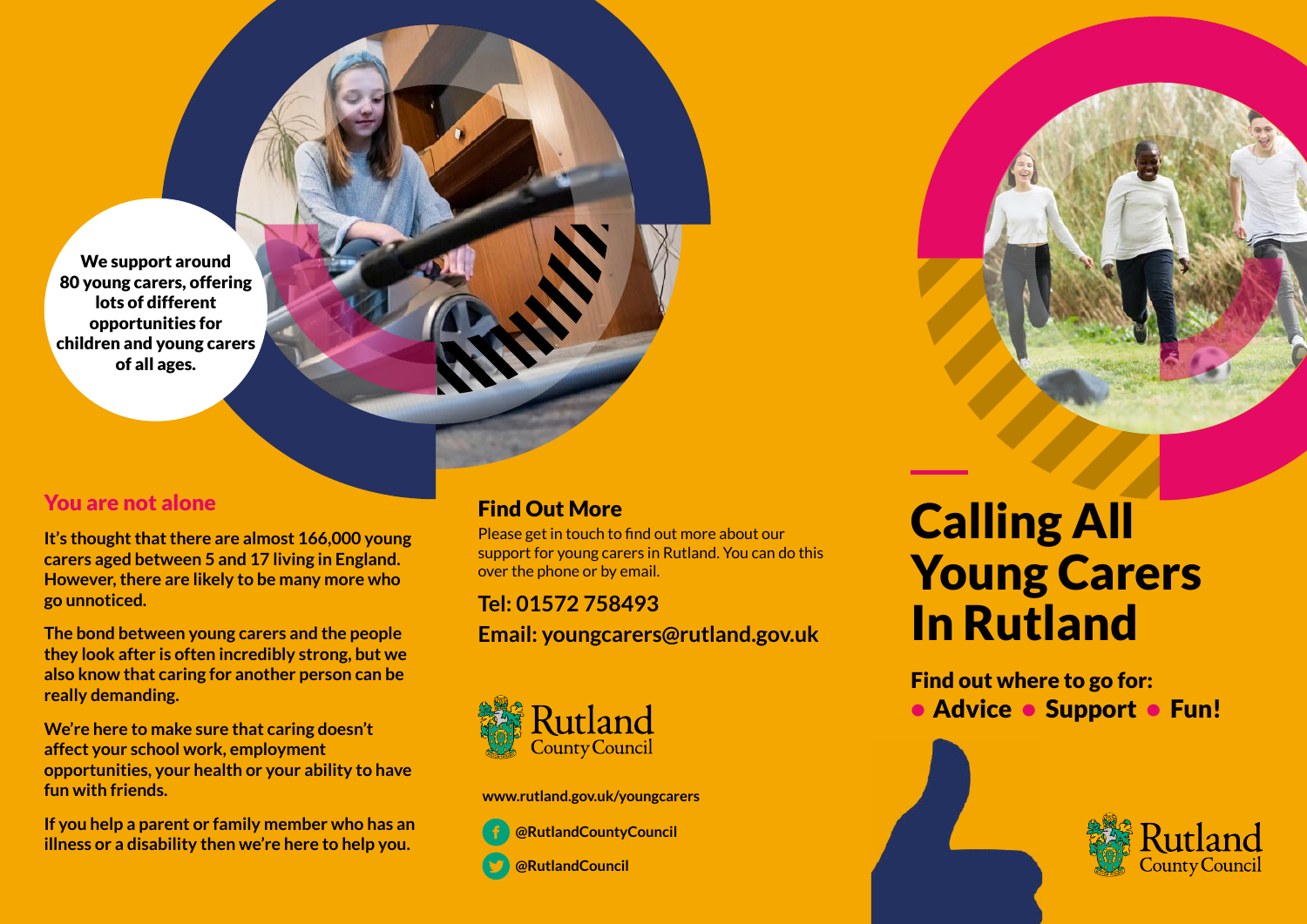We support around 80 young carers, offering lots of different opportunities for children and young carers of all ages.

## You are not alone

**It's thought that there are almost 166,000 young carers aged between 5 and 17 living in England. However, there are likely to be many more who go unnoticed.**

**The bond between young carers and the people they look after is often incredibly strong, but we also know that caring for another person can be really demanding.**

**We're here to make sure that caring doesn't affect your school work, employment opportunities, your health or your ability to have fun with friends.**

**If you help a parent or family member who has an illness or a disability then we're here to help you.**

## Find Out More

Please get in touch to find out more about our support for young carers in Rutland. You can do this over the phone or by email.

**Tel: 01572 758493**

**Email: youngcarers@rutland.gov.uk**

Rutland County Council

**www.rutland.gov.uk/youngcarers**

**@RutlandCountyCouncil**

**@RutlandCouncil**

# Calling All Young Carers In Rutland

**Find out where to go for:**
**• Advice • Support • Fun!**

Rutland County Council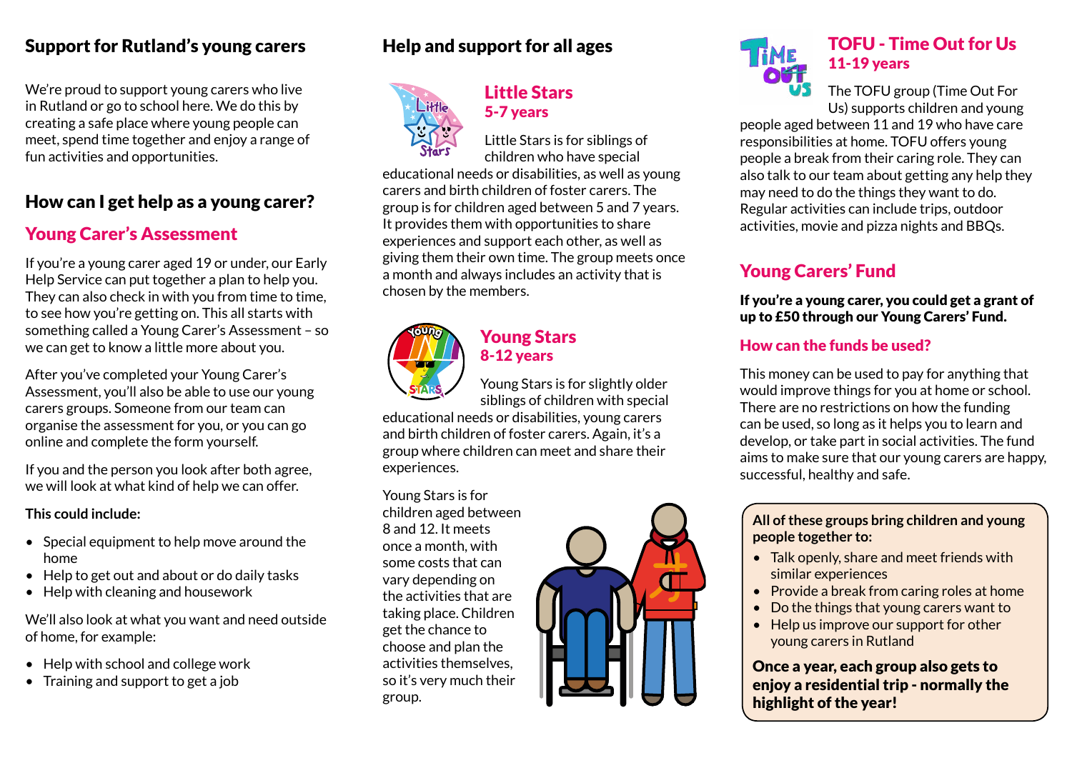## Support for Rutland's young carers

We're proud to support young carers who live in Rutland or go to school here. We do this by creating a safe place where young people can meet, spend time together and enjoy a range of fun activities and opportunities.

## How can I get help as a young carer?

### Young Carer's Assessment

If you're a young carer aged 19 or under, our Early Help Service can put together a plan to help you. They can also check in with you from time to time, to see how you're getting on. This all starts with something called a Young Carer's Assessment – so we can get to know a little more about you.

After you've completed your Young Carer's Assessment, you'll also be able to use our young carers groups. Someone from our team can organise the assessment for you, or you can go online and complete the form yourself.

If you and the person you look after both agree, we will look at what kind of help we can offer.

**This could include:**

- Special equipment to help move around the home
- Help to get out and about or do daily tasks
- Help with cleaning and housework

We'll also look at what you want and need outside of home, for example:

- Help with school and college work
- Training and support to get a job

## Help and support for all ages

### Little Stars
**5-7 years**

Little Stars is for siblings of children who have special educational needs or disabilities, as well as young carers and birth children of foster carers. The group is for children aged between 5 and 7 years. It provides them with opportunities to share experiences and support each other, as well as giving them their own time. The group meets once a month and always includes an activity that is chosen by the members.

### Young Stars
**8-12 years**

Young Stars is for slightly older siblings of children with special educational needs or disabilities, young carers and birth children of foster carers. Again, it's a group where children can meet and share their experiences.

Young Stars is for children aged between 8 and 12. It meets once a month, with some costs that can vary depending on the activities that are taking place. Children get the chance to choose and plan the activities themselves, so it's very much their group.

### TOFU - Time Out for Us
**11-19 years**

The TOFU group (Time Out For Us) supports children and young people aged between 11 and 19 who have care responsibilities at home. TOFU offers young people a break from their caring role. They can also talk to our team about getting any help they may need to do the things they want to do. Regular activities can include trips, outdoor activities, movie and pizza nights and BBQs.

### Young Carers' Fund

**If you're a young carer, you could get a grant of up to £50 through our Young Carers' Fund.**

#### How can the funds be used?

This money can be used to pay for anything that would improve things for you at home or school. There are no restrictions on how the funding can be used, so long as it helps you to learn and develop, or take part in social activities. The fund aims to make sure that our young carers are happy, successful, healthy and safe.

**All of these groups bring children and young people together to:**

- Talk openly, share and meet friends with similar experiences
- Provide a break from caring roles at home
- Do the things that young carers want to
- Help us improve our support for other young carers in Rutland

**Once a year, each group also gets to enjoy a residential trip - normally the highlight of the year!**